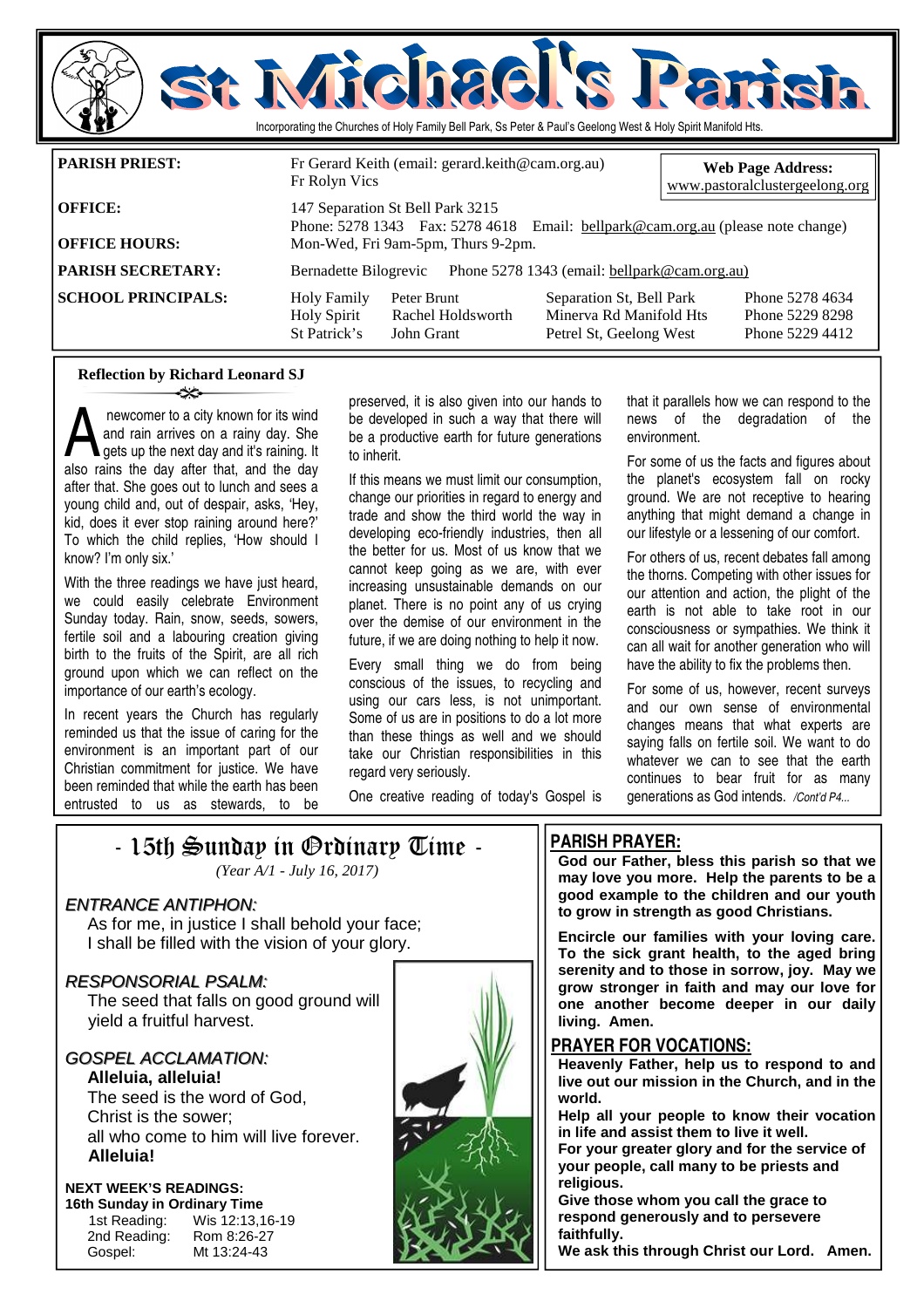# St Michael's Parish

Incorporating the Churches of Holy Family Bell Park, Ss Peter & Paul's Geelong West & Holy Spirit Manifold Hts.

| | | | |
|---|---|---|---|
| **PARISH PRIEST:** | Fr Gerard Keith (email: gerard.keith@cam.org.au)<br>Fr Rolyn Vics | | **Web Page Address:**<br>www.pastoralclustergeelong.org |
| **OFFICE:** | 147 Separation St Bell Park 3215<br>Phone: 5278 1343 Fax: 5278 4618 Email: bellpark@cam.org.au (please note change) | | |
| **OFFICE HOURS:** | Mon-Wed, Fri 9am-5pm, Thurs 9-2pm. | | |
| **PARISH SECRETARY:** | Bernadette Bilogrevic Phone 5278 1343 (email: bellpark@cam.org.au) | | |

| **SCHOOL PRINCIPALS:** | | | |
|---|---|---|---|
| Holy Family | Peter Brunt | Separation St, Bell Park | Phone 5278 4634 |
| Holy Spirit | Rachel Holdsworth | Minerva Rd Manifold Hts | Phone 5229 8298 |
| St Patrick's | John Grant | Petrel St, Geelong West | Phone 5229 4412 |

## Reflection by Richard Leonard SJ

A newcomer to a city known for its wind and rain arrives on a rainy day. She gets up the next day and it's raining. It also rains the day after that, and the day after that. She goes out to lunch and sees a young child and, out of despair, asks, 'Hey, kid, does it ever stop raining around here?' To which the child replies, 'How should I know? I'm only six.'

With the three readings we have just heard, we could easily celebrate Environment Sunday today. Rain, snow, seeds, sowers, fertile soil and a labouring creation giving birth to the fruits of the Spirit, are all rich ground upon which we can reflect on the importance of our earth's ecology.

In recent years the Church has regularly reminded us that the issue of caring for the environment is an important part of our Christian commitment for justice. We have been reminded that while the earth has been entrusted to us as stewards, to be preserved, it is also given into our hands to be developed in such a way that there will be a productive earth for future generations to inherit.

If this means we must limit our consumption, change our priorities in regard to energy and trade and show the third world the way in developing eco-friendly industries, then all the better for us. Most of us know that we cannot keep going as we are, with ever increasing unsustainable demands on our planet. There is no point any of us crying over the demise of our environment in the future, if we are doing nothing to help it now.

Every small thing we do from being conscious of the issues, to recycling and using our cars less, is not unimportant. Some of us are in positions to do a lot more than these things as well and we should take our Christian responsibilities in this regard very seriously.

One creative reading of today's Gospel is that it parallels how we can respond to the news of the degradation of the environment.

For some of us the facts and figures about the planet's ecosystem fall on rocky ground. We are not receptive to hearing anything that might demand a change in our lifestyle or a lessening of our comfort.

For others of us, recent debates fall among the thorns. Competing with other issues for our attention and action, the plight of the earth is not able to take root in our consciousness or sympathies. We think it can all wait for another generation who will have the ability to fix the problems then.

For some of us, however, recent surveys and our own sense of environmental changes means that what experts are saying falls on fertile soil. We want to do whatever we can to see that the earth continues to bear fruit for as many generations as God intends. */Cont'd P4...*

## - 15th Sunday in Ordinary Time -

*(Year A/1 - July 16, 2017)*

*ENTRANCE ANTIPHON:*

As for me, in justice I shall behold your face;
I shall be filled with the vision of your glory.

*RESPONSORIAL PSALM:*

The seed that falls on good ground will yield a fruitful harvest.

*GOSPEL ACCLAMATION:*

**Alleluia, alleluia!**
The seed is the word of God,
Christ is the sower;
all who come to him will live forever.
**Alleluia!**

**NEXT WEEK'S READINGS:**
**16th Sunday in Ordinary Time**

| | |
|---|---|
| 1st Reading: | Wis 12:13,16-19 |
| 2nd Reading: | Rom 8:26-27 |
| Gospel: | Mt 13:24-43 |

## PARISH PRAYER:

**God our Father, bless this parish so that we may love you more. Help the parents to be a good example to the children and our youth to grow in strength as good Christians.**

**Encircle our families with your loving care. To the sick grant health, to the aged bring serenity and to those in sorrow, joy. May we grow stronger in faith and may our love for one another become deeper in our daily living. Amen.**

## PRAYER FOR VOCATIONS:

**Heavenly Father, help us to respond to and live out our mission in the Church, and in the world.**
**Help all your people to know their vocation in life and assist them to live it well.**
**For your greater glory and for the service of your people, call many to be priests and religious.**
**Give those whom you call the grace to respond generously and to persevere faithfully.**
**We ask this through Christ our Lord. Amen.**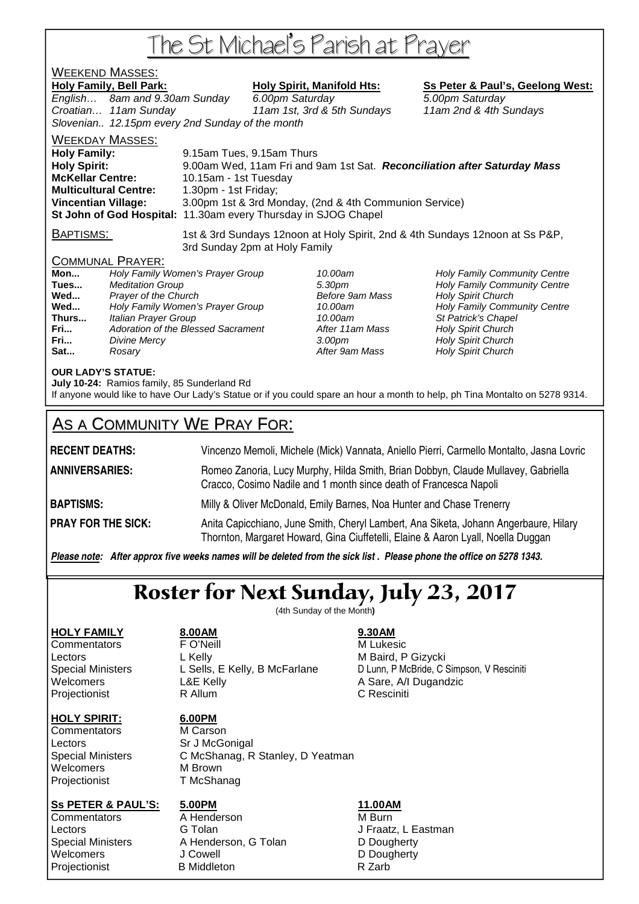# The St Michael's Parish at Prayer

## WEEKEND MASSES:

| Holy Family, Bell Park: | Holy Spirit, Manifold Hts: | Ss Peter & Paul's, Geelong West: |
|---|---|---|
| *English… 8am and 9.30am Sunday* | *6.00pm Saturday* | *5.00pm Saturday* |
| *Croatian… 11am Sunday* | *11am 1st, 3rd & 5th Sundays* | *11am 2nd & 4th Sundays* |
| *Slovenian.. 12.15pm every 2nd Sunday of the month* | | |

## WEEKDAY MASSES:

**Holy Family:** 9.15am Tues, 9.15am Thurs
**Holy Spirit:** 9.00am Wed, 11am Fri and 9am 1st Sat. ***Reconciliation after Saturday Mass***
**McKellar Centre:** 10.15am - 1st Tuesday
**Multicultural Centre:** 1.30pm - 1st Friday;
**Vincentian Village:** 3.00pm 1st & 3rd Monday, (2nd & 4th Communion Service)
**St John of God Hospital:** 11.30am every Thursday in SJOG Chapel

**BAPTISMS:** 1st & 3rd Sundays 12noon at Holy Spirit, 2nd & 4th Sundays 12noon at Ss P&P, 3rd Sunday 2pm at Holy Family

## COMMUNAL PRAYER:

| | | | |
|---|---|---|---|
| **Mon...** | *Holy Family Women's Prayer Group* | *10.00am* | *Holy Family Community Centre* |
| **Tues...** | *Meditation Group* | *5.30pm* | *Holy Family Community Centre* |
| **Wed...** | *Prayer of the Church* | *Before 9am Mass* | *Holy Spirit Church* |
| **Wed...** | *Holy Family Women's Prayer Group* | *10.00am* | *Holy Family Community Centre* |
| **Thurs...** | *Italian Prayer Group* | *10.00am* | *St Patrick's Chapel* |
| **Fri...** | *Adoration of the Blessed Sacrament* | *After 11am Mass* | *Holy Spirit Church* |
| **Fri...** | *Divine Mercy* | *3.00pm* | *Holy Spirit Church* |
| **Sat...** | *Rosary* | *After 9am Mass* | *Holy Spirit Church* |

**OUR LADY'S STATUE:**
**July 10-24:** Ramios family, 85 Sunderland Rd
If anyone would like to have Our Lady's Statue or if you could spare an hour a month to help, ph Tina Montalto on 5278 9314.

## AS A COMMUNITY WE PRAY FOR:

**RECENT DEATHS:** Vincenzo Memoli, Michele (Mick) Vannata, Aniello Pierri, Carmello Montalto, Jasna Lovric

**ANNIVERSARIES:** Romeo Zanoria, Lucy Murphy, Hilda Smith, Brian Dobbyn, Claude Mullavey, Gabriella Cracco, Cosimo Nadile and 1 month since death of Francesca Napoli

**BAPTISMS:** Milly & Oliver McDonald, Emily Barnes, Noa Hunter and Chase Trenerry

**PRAY FOR THE SICK:** Anita Capicchiano, June Smith, Cheryl Lambert, Ana Siketa, Johann Angerbaure, Hilary Thornton, Margaret Howard, Gina Ciuffetelli, Elaine & Aaron Lyall, Noella Duggan

***Please note: After approx five weeks names will be deleted from the sick list . Please phone the office on 5278 1343.***

# Roster for Next Sunday, July 23, 2017

(4th Sunday of the Month)

| **HOLY FAMILY** | **8.00AM** | **9.30AM** |
|---|---|---|
| Commentators | F O'Neill | M Lukesic |
| Lectors | L Kelly | M Baird, P Gizycki |
| Special Ministers | L Sells, E Kelly, B McFarlane | D Lunn, P McBride, C Simpson, V Resciniti |
| Welcomers | L&E Kelly | A Sare, A/I Dugandzic |
| Projectionist | R Allum | C Resciniti |

| **HOLY SPIRIT:** | **6.00PM** |
|---|---|
| Commentators | M Carson |
| Lectors | Sr J McGonigal |
| Special Ministers | C McShanag, R Stanley, D Yeatman |
| Welcomers | M Brown |
| Projectionist | T McShanag |

| **Ss PETER & PAUL'S:** | **5.00PM** | **11.00AM** |
|---|---|---|
| Commentators | A Henderson | M Burn |
| Lectors | G Tolan | J Fraatz, L Eastman |
| Special Ministers | A Henderson, G Tolan | D Dougherty |
| Welcomers | J Cowell | D Dougherty |
| Projectionist | B Middleton | R Zarb |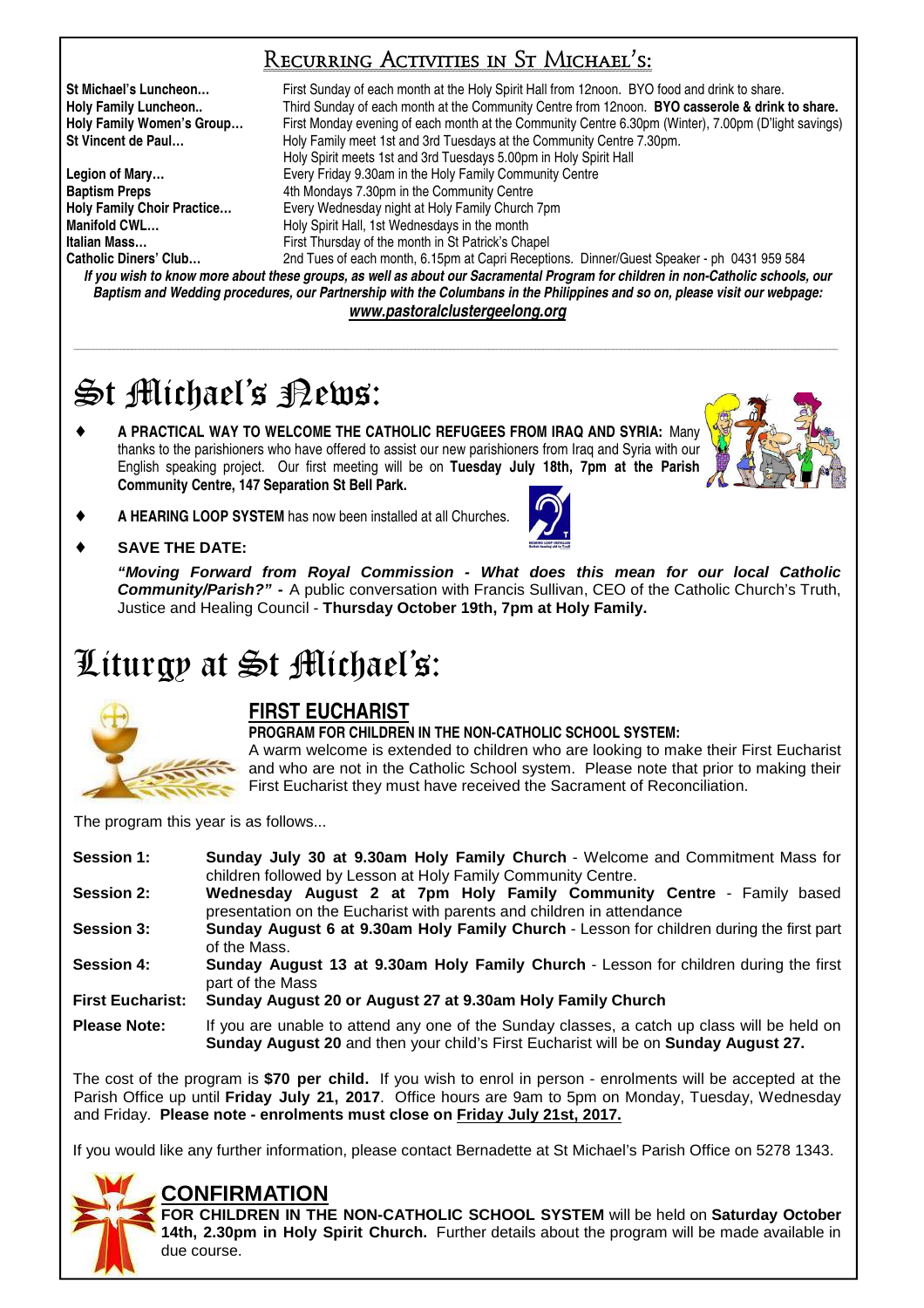## Recurring Activities in St Michael's:

| | |
|---|---|
| **St Michael's Luncheon…** | First Sunday of each month at the Holy Spirit Hall from 12noon. BYO food and drink to share. |
| **Holy Family Luncheon..** | Third Sunday of each month at the Community Centre from 12noon. **BYO casserole & drink to share.** |
| **Holy Family Women's Group…** | First Monday evening of each month at the Community Centre 6.30pm (Winter), 7.00pm (D'light savings) |
| **St Vincent de Paul…** | Holy Family meet 1st and 3rd Tuesdays at the Community Centre 7.30pm. Holy Spirit meets 1st and 3rd Tuesdays 5.00pm in Holy Spirit Hall |
| **Legion of Mary…** | Every Friday 9.30am in the Holy Family Community Centre |
| **Baptism Preps** | 4th Mondays 7.30pm in the Community Centre |
| **Holy Family Choir Practice…** | Every Wednesday night at Holy Family Church 7pm |
| **Manifold CWL…** | Holy Spirit Hall, 1st Wednesdays in the month |
| **Italian Mass…** | First Thursday of the month in St Patrick's Chapel |
| **Catholic Diners' Club…** | 2nd Tues of each month, 6.15pm at Capri Receptions. Dinner/Guest Speaker - ph 0431 959 584 |

***If you wish to know more about these groups, as well as about our Sacramental Program for children in non-Catholic schools, our Baptism and Wedding procedures, our Partnership with the Columbans in the Philippines and so on, please visit our webpage:***

***www.pastoralclustergeelong.org***

# St Michael's News:

- **A PRACTICAL WAY TO WELCOME THE CATHOLIC REFUGEES FROM IRAQ AND SYRIA:** Many thanks to the parishioners who have offered to assist our new parishioners from Iraq and Syria with our English speaking project. Our first meeting will be on **Tuesday July 18th, 7pm at the Parish Community Centre, 147 Separation St Bell Park.**
- **A HEARING LOOP SYSTEM** has now been installed at all Churches.
- **SAVE THE DATE:**

  ***"Moving Forward from Royal Commission - What does this mean for our local Catholic Community/Parish?" -*** A public conversation with Francis Sullivan, CEO of the Catholic Church's Truth, Justice and Healing Council - **Thursday October 19th, 7pm at Holy Family.**

# Liturgy at St Michael's:

## FIRST EUCHARIST

**PROGRAM FOR CHILDREN IN THE NON-CATHOLIC SCHOOL SYSTEM:**

A warm welcome is extended to children who are looking to make their First Eucharist and who are not in the Catholic School system. Please note that prior to making their First Eucharist they must have received the Sacrament of Reconciliation.

The program this year is as follows...

| | |
|---|---|
| **Session 1:** | **Sunday July 30 at 9.30am Holy Family Church** - Welcome and Commitment Mass for children followed by Lesson at Holy Family Community Centre. |
| **Session 2:** | **Wednesday August 2 at 7pm Holy Family Community Centre** - Family based presentation on the Eucharist with parents and children in attendance |
| **Session 3:** | **Sunday August 6 at 9.30am Holy Family Church** - Lesson for children during the first part of the Mass. |
| **Session 4:** | **Sunday August 13 at 9.30am Holy Family Church** - Lesson for children during the first part of the Mass |
| **First Eucharist:** | **Sunday August 20 or August 27 at 9.30am Holy Family Church** |
| **Please Note:** | If you are unable to attend any one of the Sunday classes, a catch up class will be held on **Sunday August 20** and then your child's First Eucharist will be on **Sunday August 27.** |

The cost of the program is **$70 per child.** If you wish to enrol in person - enrolments will be accepted at the Parish Office up until **Friday July 21, 2017**. Office hours are 9am to 5pm on Monday, Tuesday, Wednesday and Friday. **Please note - enrolments must close on Friday July 21st, 2017.**

If you would like any further information, please contact Bernadette at St Michael's Parish Office on 5278 1343.

## CONFIRMATION

**FOR CHILDREN IN THE NON-CATHOLIC SCHOOL SYSTEM** will be held on **Saturday October 14th, 2.30pm in Holy Spirit Church.** Further details about the program will be made available in due course.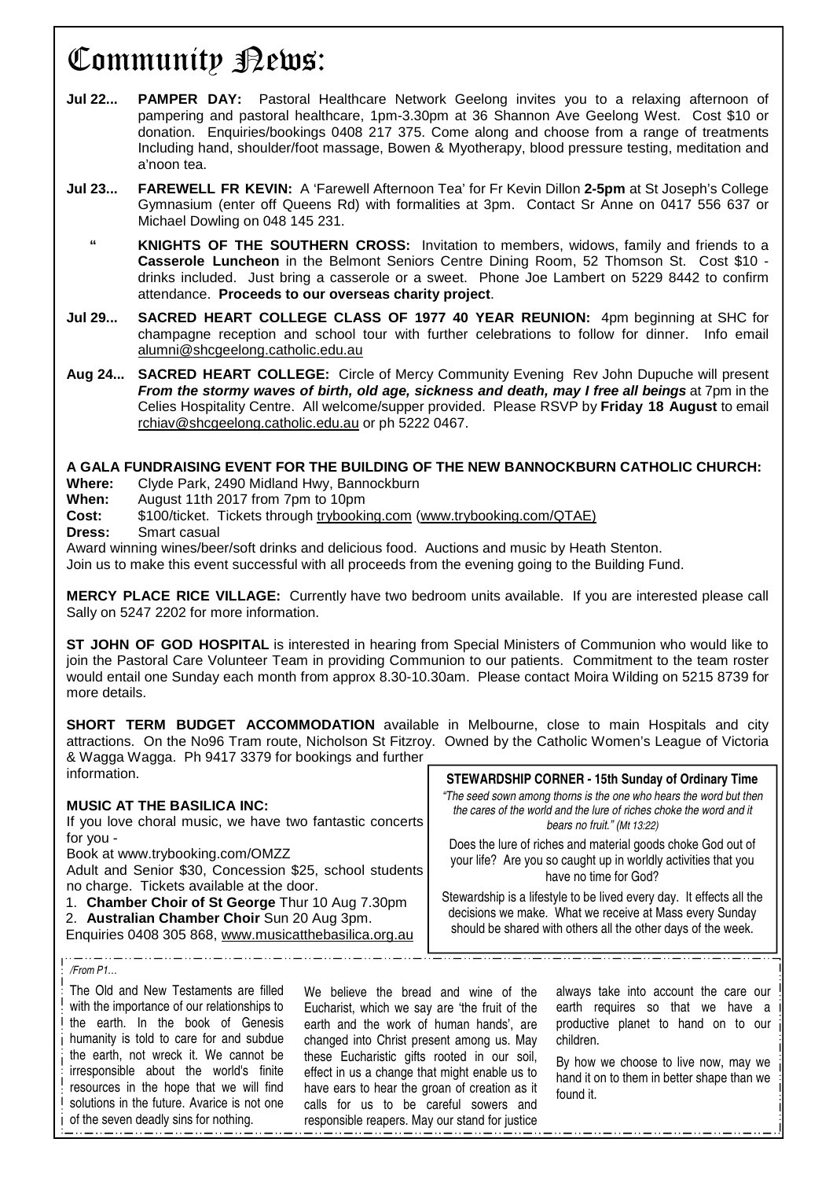# Community News:

**Jul 22... PAMPER DAY:** Pastoral Healthcare Network Geelong invites you to a relaxing afternoon of pampering and pastoral healthcare, 1pm-3.30pm at 36 Shannon Ave Geelong West. Cost $10 or donation. Enquiries/bookings 0408 217 375. Come along and choose from a range of treatments Including hand, shoulder/foot massage, Bowen & Myotherapy, blood pressure testing, meditation and a'noon tea.

**Jul 23... FAREWELL FR KEVIN:** A 'Farewell Afternoon Tea' for Fr Kevin Dillon **2-5pm** at St Joseph's College Gymnasium (enter off Queens Rd) with formalities at 3pm. Contact Sr Anne on 0417 556 637 or Michael Dowling on 048 145 231.

**" KNIGHTS OF THE SOUTHERN CROSS:** Invitation to members, widows, family and friends to a **Casserole Luncheon** in the Belmont Seniors Centre Dining Room, 52 Thomson St. Cost $10 - drinks included. Just bring a casserole or a sweet. Phone Joe Lambert on 5229 8442 to confirm attendance. **Proceeds to our overseas charity project**.

**Jul 29... SACRED HEART COLLEGE CLASS OF 1977 40 YEAR REUNION:** 4pm beginning at SHC for champagne reception and school tour with further celebrations to follow for dinner. Info email alumni@shcgeelong.catholic.edu.au

**Aug 24... SACRED HEART COLLEGE:** Circle of Mercy Community Evening Rev John Dupuche will present ***From the stormy waves of birth, old age, sickness and death, may I free all beings*** at 7pm in the Celies Hospitality Centre. All welcome/supper provided. Please RSVP by **Friday 18 August** to email rchiav@shcgeelong.catholic.edu.au or ph 5222 0467.

**A GALA FUNDRAISING EVENT FOR THE BUILDING OF THE NEW BANNOCKBURN CATHOLIC CHURCH:**
**Where:** Clyde Park, 2490 Midland Hwy, Bannockburn
**When:** August 11th 2017 from 7pm to 10pm
**Cost:** $100/ticket. Tickets through trybooking.com (www.trybooking.com/QTAE)
**Dress:** Smart casual
Award winning wines/beer/soft drinks and delicious food. Auctions and music by Heath Stenton.
Join us to make this event successful with all proceeds from the evening going to the Building Fund.

**MERCY PLACE RICE VILLAGE:** Currently have two bedroom units available. If you are interested please call Sally on 5247 2202 for more information.

**ST JOHN OF GOD HOSPITAL** is interested in hearing from Special Ministers of Communion who would like to join the Pastoral Care Volunteer Team in providing Communion to our patients. Commitment to the team roster would entail one Sunday each month from approx 8.30-10.30am. Please contact Moira Wilding on 5215 8739 for more details.

**SHORT TERM BUDGET ACCOMMODATION** available in Melbourne, close to main Hospitals and city attractions. On the No96 Tram route, Nicholson St Fitzroy. Owned by the Catholic Women's League of Victoria & Wagga Wagga. Ph 9417 3379 for bookings and further information.

**MUSIC AT THE BASILICA INC:**
If you love choral music, we have two fantastic concerts for you -
Book at www.trybooking.com/OMZZ
Adult and Senior $30, Concession $25, school students no charge. Tickets available at the door.
1. **Chamber Choir of St George** Thur 10 Aug 7.30pm
2. **Australian Chamber Choir** Sun 20 Aug 3pm.
Enquiries 0408 305 868, www.musicatthebasilica.org.au

**STEWARDSHIP CORNER - 15th Sunday of Ordinary Time**

*"The seed sown among thorns is the one who hears the word but then the cares of the world and the lure of riches choke the word and it bears no fruit." (Mt 13:22)*

Does the lure of riches and material goods choke God out of your life? Are you so caught up in worldly activities that you have no time for God?

Stewardship is a lifestyle to be lived every day. It effects all the decisions we make. What we receive at Mass every Sunday should be shared with others all the other days of the week.

*/From P1...*

The Old and New Testaments are filled with the importance of our relationships to the earth. In the book of Genesis humanity is told to care for and subdue the earth, not wreck it. We cannot be irresponsible about the world's finite resources in the hope that we will find solutions in the future. Avarice is not one of the seven deadly sins for nothing.

We believe the bread and wine of the Eucharist, which we say are 'the fruit of the earth and the work of human hands', are changed into Christ present among us. May these Eucharistic gifts rooted in our soil, effect in us a change that might enable us to have ears to hear the groan of creation as it calls for us to be careful sowers and responsible reapers. May our stand for justice always take into account the care our earth requires so that we have a productive planet to hand on to our children.

By how we choose to live now, may we hand it on to them in better shape than we found it.